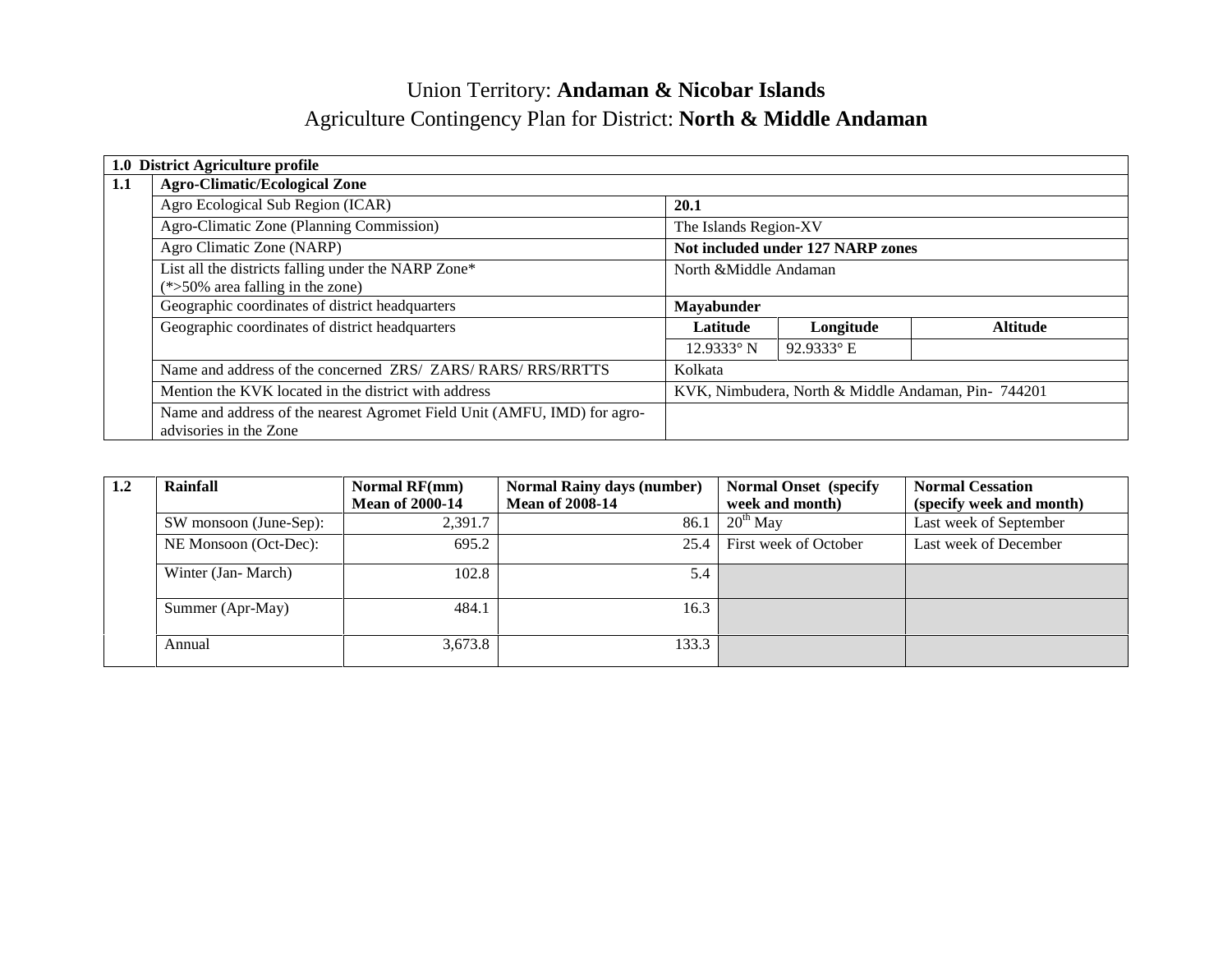# Union Territory: **Andaman & Nicobar Islands**

## Agriculture Contingency Plan for District: **North & Middle Andaman**

| **1.0 District Agriculture profile** | | | | |
|---|---|---|---|---|
| **1.1** | **Agro-Climatic/Ecological Zone** | | | |
| | Agro Ecological Sub Region (ICAR) | **20.1** | | |
| | Agro-Climatic Zone (Planning Commission) | The Islands Region-XV | | |
| | Agro Climatic Zone (NARP) | **Not included under 127 NARP zones** | | |
| | List all the districts falling under the NARP Zone* (*>50% area falling in the zone) | North &Middle Andaman | | |
| | Geographic coordinates of district headquarters | **Mayabunder** | | |
| | Geographic coordinates of district headquarters | **Latitude** | **Longitude** | **Altitude** |
| | | 12.9333° N | 92.9333° E | |
| | Name and address of the concerned ZRS/ ZARS/ RARS/ RRS/RRTTS | Kolkata | | |
| | Mention the KVK located in the district with address | KVK, Nimbudera, North & Middle Andaman, Pin- 744201 | | |
| | Name and address of the nearest Agromet Field Unit (AMFU, IMD) for agro-advisories in the Zone | | | |

| **1.2** | **Rainfall** | **Normal RF(mm) Mean of 2000-14** | **Normal Rainy days (number) Mean of 2008-14** | **Normal Onset (specify week and month)** | **Normal Cessation (specify week and month)** |
|---|---|---|---|---|---|
| | SW monsoon (June-Sep): | 2,391.7 | 86.1 | 20th May | Last week of September |
| | NE Monsoon (Oct-Dec): | 695.2 | 25.4 | First week of October | Last week of December |
| | Winter (Jan- March) | 102.8 | 5.4 | | |
| | Summer (Apr-May) | 484.1 | 16.3 | | |
| | Annual | 3,673.8 | 133.3 | | |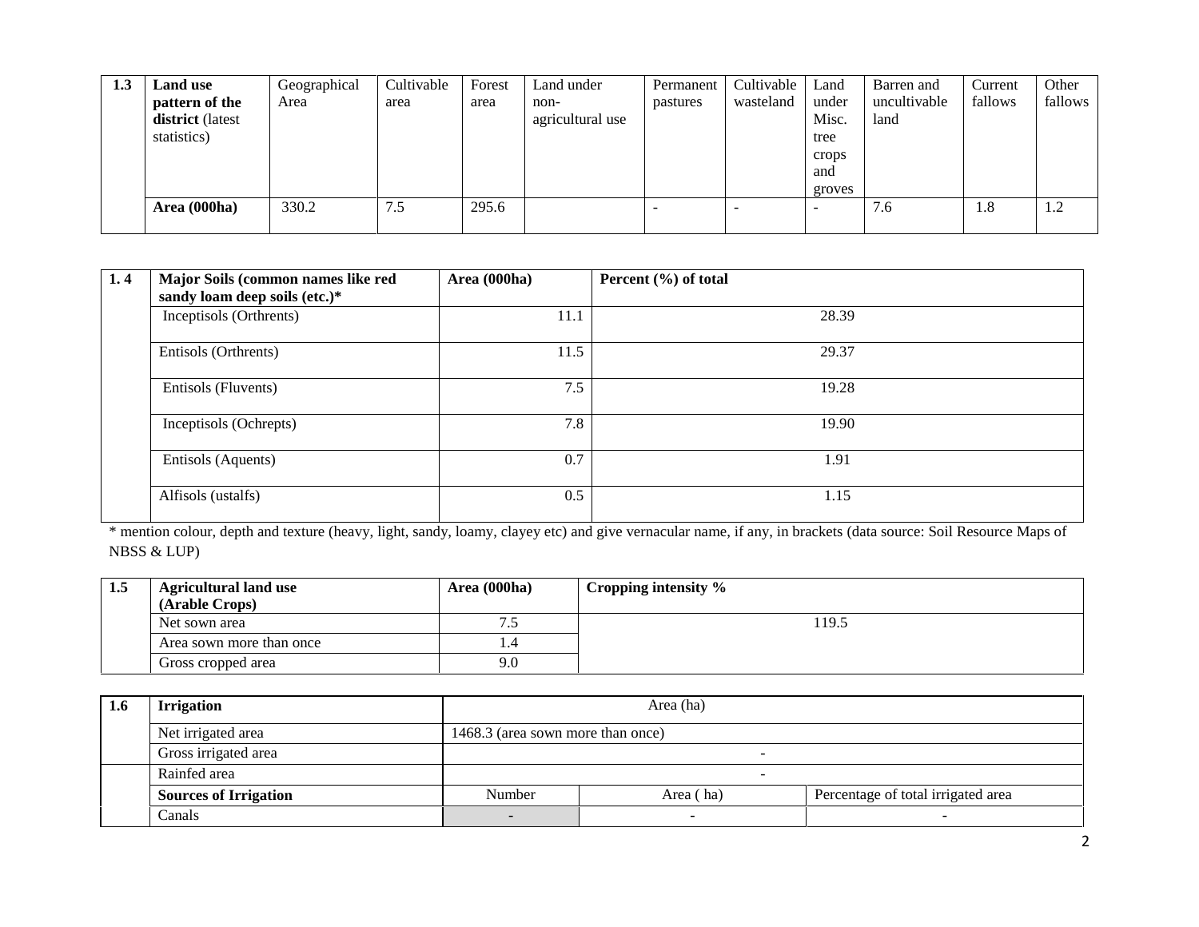| 1.3 | Land use pattern of the district (latest statistics) | Geographical Area | Cultivable area | Forest area | Land under non-agricultural use | Permanent pastures | Cultivable wasteland | Land under Misc. tree crops and groves | Barren and uncultivable land | Current fallows | Other fallows |
|---|---|---|---|---|---|---|---|---|---|---|---|
| | **Area (000ha)** | 330.2 | 7.5 | 295.6 | | - | - | - | 7.6 | 1.8 | 1.2 |

| 1. 4 | Major Soils (common names like red sandy loam deep soils (etc.)* | Area (000ha) | Percent (%) of total |
|---|---|---|---|
| | Inceptisols (Orthrents) | 11.1 | 28.39 |
| | Entisols (Orthrents) | 11.5 | 29.37 |
| | Entisols (Fluvents) | 7.5 | 19.28 |
| | Inceptisols (Ochrepts) | 7.8 | 19.90 |
| | Entisols (Aquents) | 0.7 | 1.91 |
| | Alfisols (ustalfs) | 0.5 | 1.15 |

* mention colour, depth and texture (heavy, light, sandy, loamy, clayey etc) and give vernacular name, if any, in brackets (data source: Soil Resource Maps of NBSS & LUP)

| 1.5 | Agricultural land use (Arable Crops) | Area (000ha) | Cropping intensity % |
|---|---|---|---|
| | Net sown area | 7.5 | 119.5 |
| | Area sown more than once | 1.4 | |
| | Gross cropped area | 9.0 | |

| 1.6 | Irrigation | Area (ha) | | |
|---|---|---|---|---|
| | Net irrigated area | 1468.3 (area sown more than once) | | |
| | Gross irrigated area | - | | |
| | Rainfed area | - | | |
| | **Sources of Irrigation** | Number | Area ( ha) | Percentage of total irrigated area |
| | Canals | - | - | - |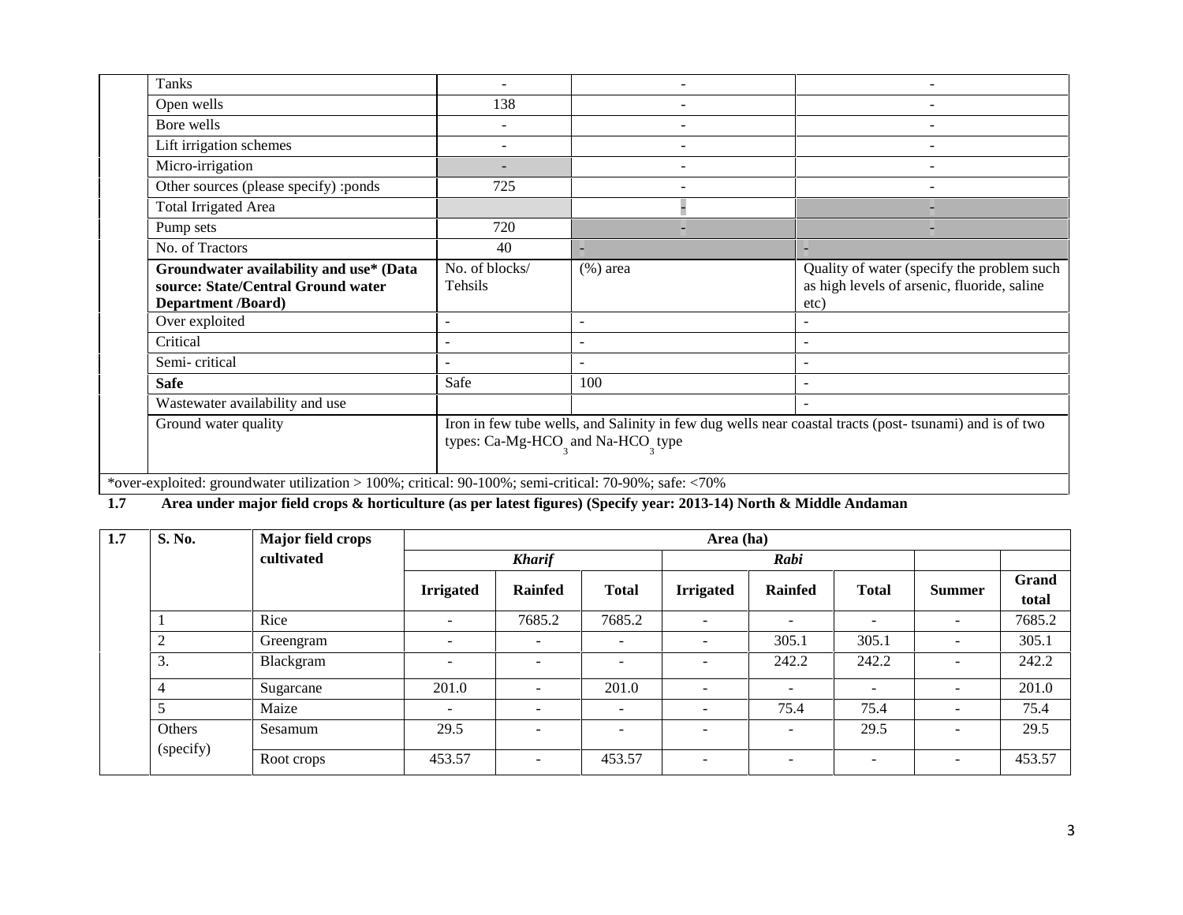| Tanks | - | - | - |
|---|---|---|---|
| Open wells | 138 | - | - |
| Bore wells | - | - | - |
| Lift irrigation schemes | - | - | - |
| Micro-irrigation | - | - | - |
| Other sources (please specify) :ponds | 725 | - | - |
| Total Irrigated Area | | - | - |
| Pump sets | 720 | - | - |
| No. of Tractors | 40 | - | - |
| **Groundwater availability and use* (Data source: State/Central Ground water Department /Board)** | No. of blocks/ Tehsils | (%) area | Quality of water (specify the problem such as high levels of arsenic, fluoride, saline etc) |
| Over exploited | - | - | - |
| Critical | - | - | - |
| Semi- critical | - | - | - |
| **Safe** | Safe | 100 | - |
| Wastewater availability and use | | | - |
| Ground water quality | Iron in few tube wells, and Salinity in few dug wells near coastal tracts (post- tsunami) and is of two types: Ca-Mg-$HCO_3$ and Na-$HCO_3$ type | | |

*over-exploited: groundwater utilization > 100%; critical: 90-100%; semi-critical: 70-90%; safe: <70%

**1.7 Area under major field crops & horticulture (as per latest figures) (Specify year: 2013-14) North & Middle Andaman**

| 1.7 | S. No. | Major field crops cultivated | Area (ha) | | | | | | | |
|---|---|---|---|---|---|---|---|---|---|---|
| | | | ***Kharif*** | | | ***Rabi*** | | | | |
| | | | **Irrigated** | **Rainfed** | **Total** | **Irrigated** | **Rainfed** | **Total** | **Summer** | **Grand total** |
| | 1 | Rice | - | 7685.2 | 7685.2 | - | - | - | - | 7685.2 |
| | 2 | Greengram | - | - | - | - | 305.1 | 305.1 | - | 305.1 |
| | 3. | Blackgram | - | - | - | - | 242.2 | 242.2 | - | 242.2 |
| | 4 | Sugarcane | 201.0 | - | 201.0 | - | - | - | - | 201.0 |
| | 5 | Maize | - | - | - | - | 75.4 | 75.4 | - | 75.4 |
| | Others (specify) | Sesamum | 29.5 | - | - | - | - | 29.5 | - | 29.5 |
| | | Root crops | 453.57 | - | 453.57 | - | - | - | - | 453.57 |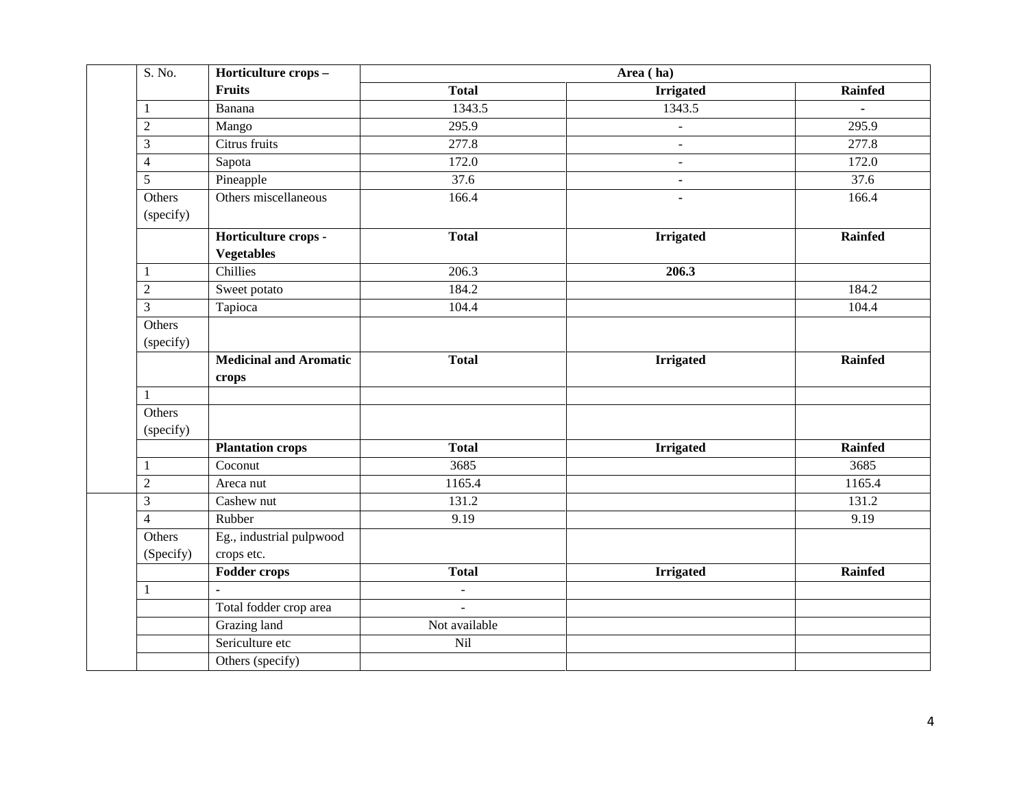| S. No. | Horticulture crops – Fruits | Area ( ha) | | |
|---|---|---|---|---|
| | | Total | Irrigated | Rainfed |
| 1 | Banana | 1343.5 | 1343.5 | - |
| 2 | Mango | 295.9 | - | 295.9 |
| 3 | Citrus fruits | 277.8 | - | 277.8 |
| 4 | Sapota | 172.0 | - | 172.0 |
| 5 | Pineapple | 37.6 | - | 37.6 |
| Others (specify) | Others miscellaneous | 166.4 | - | 166.4 |
| | **Horticulture crops - Vegetables** | **Total** | **Irrigated** | **Rainfed** |
| 1 | Chillies | 206.3 | **206.3** | |
| 2 | Sweet potato | 184.2 | | 184.2 |
| 3 | Tapioca | 104.4 | | 104.4 |
| Others (specify) | | | | |
| | **Medicinal and Aromatic crops** | **Total** | **Irrigated** | **Rainfed** |
| 1 | | | | |
| Others (specify) | | | | |
| | **Plantation crops** | **Total** | **Irrigated** | **Rainfed** |
| 1 | Coconut | 3685 | | 3685 |
| 2 | Areca nut | 1165.4 | | 1165.4 |
| 3 | Cashew nut | 131.2 | | 131.2 |
| 4 | Rubber | 9.19 | | 9.19 |
| Others (Specify) | Eg., industrial pulpwood crops etc. | | | |
| | **Fodder crops** | **Total** | **Irrigated** | **Rainfed** |
| 1 | - | - | | |
| | Total fodder crop area | - | | |
| | Grazing land | Not available | | |
| | Sericulture etc | Nil | | |
| | Others (specify) | | | |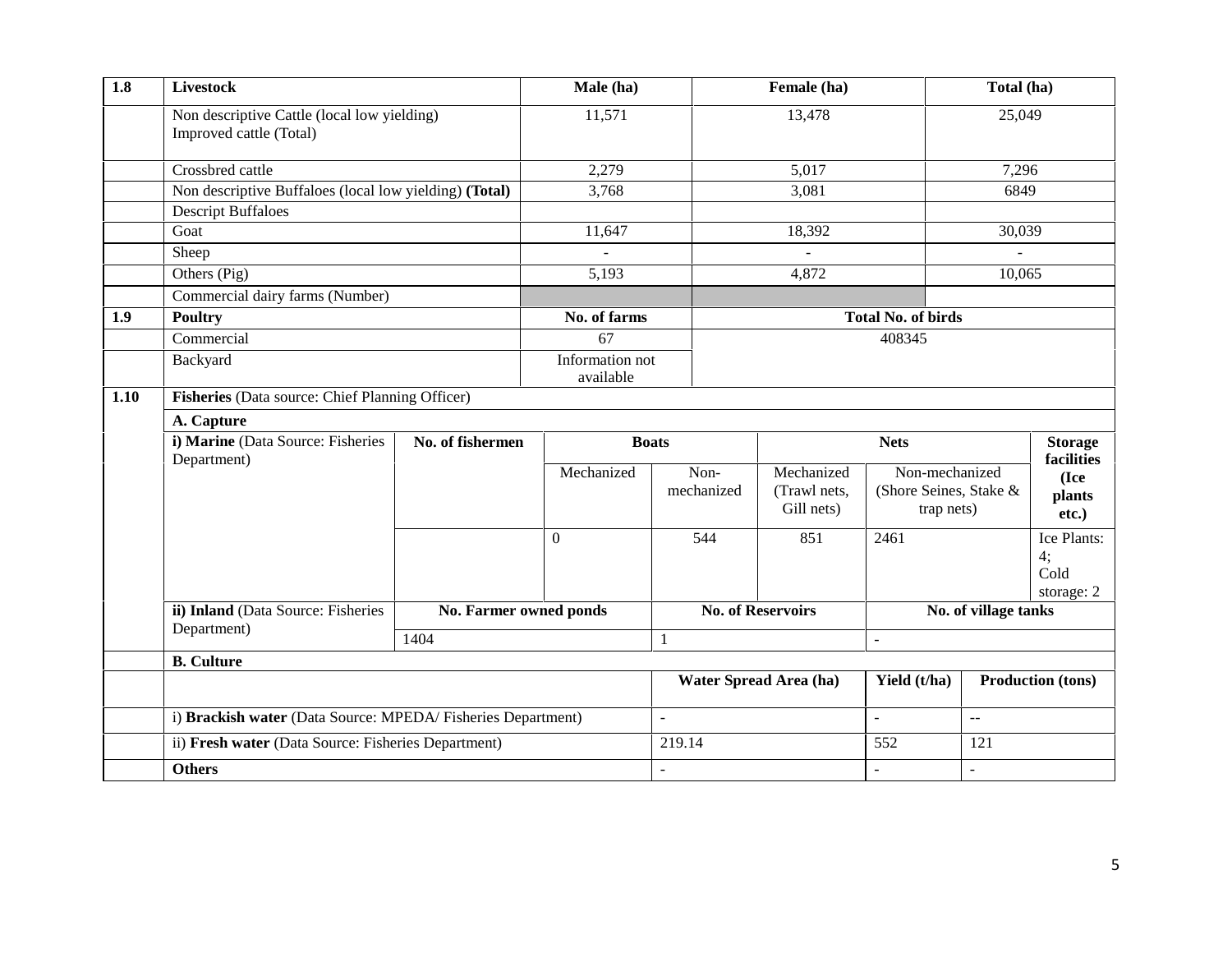| 1.8 | Livestock | | Male (ha) | | Female (ha) | | | Total (ha) | |
|---|---|---|---|---|---|---|---|---|---|
| | Non descriptive Cattle (local low yielding) Improved cattle (Total) | | 11,571 | | 13,478 | | | 25,049 | |
| | Crossbred cattle | | 2,279 | | 5,017 | | | 7,296 | |
| | Non descriptive Buffaloes (local low yielding) **(Total)** | | 3,768 | | 3,081 | | | 6849 | |
| | Descript Buffaloes | | | | | | | | |
| | Goat | | 11,647 | | 18,392 | | | 30,039 | |
| | Sheep | | - | | - | | | - | |
| | Others (Pig) | | 5,193 | | 4,872 | | | 10,065 | |
| | Commercial dairy farms (Number) | | | | | | | | |
| **1.9** | **Poultry** | | **No. of farms** | | **Total No. of birds** | | | | |
| | Commercial | | 67 | | 408345 | | | | |
| | Backyard | | Information not available | | | | | | |
| **1.10** | **Fisheries** (Data source: Chief Planning Officer) | | | | | | | | |
| | **A. Capture** | | | | | | | | |
| | **i) Marine** (Data Source: Fisheries Department) | **No. of fishermen** | **Boats** | | **Nets** | | | | **Storage facilities (Ice plants etc.)** |
| | | | Mechanized | Non-mechanized | Mechanized (Trawl nets, Gill nets) | Non-mechanized (Shore Seines, Stake & trap nets) | | | |
| | | | 0 | 544 | 851 | 2461 | | | Ice Plants: 4; Cold storage: 2 |
| | **ii) Inland** (Data Source: Fisheries Department) | **No. Farmer owned ponds** | | **No. of Reservoirs** | | **No. of village tanks** | | | |
| | | 1404 | | 1 | | - | | | |
| | **B. Culture** | | | | | | | | |
| | | | | **Water Spread Area (ha)** | | **Yield (t/ha)** | | **Production (tons)** | |
| | i) **Brackish water** (Data Source: MPEDA/ Fisheries Department) | | | - | | - | | -- | |
| | ii) **Fresh water** (Data Source: Fisheries Department) | | | 219.14 | | 552 | | 121 | |
| | **Others** | | | - | | - | | - | |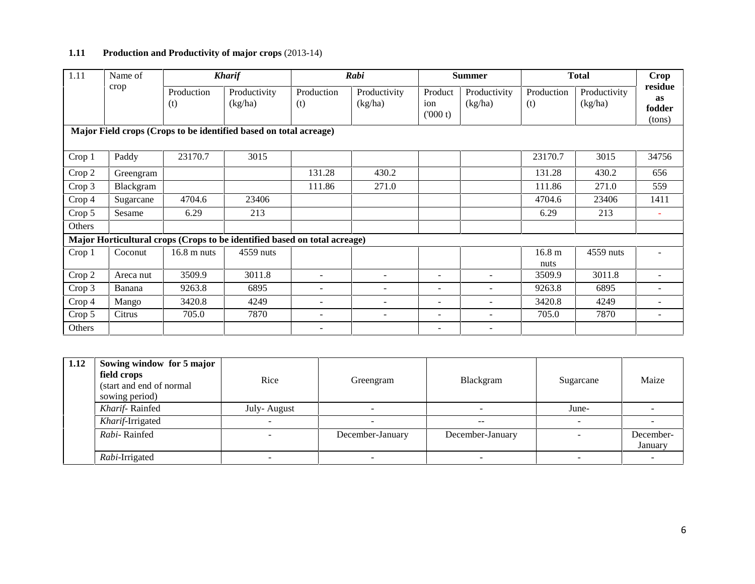### 1.11 Production and Productivity of major crops (2013-14)

| 1.11 | Name of crop | *Kharif* | | *Rabi* | | Summer | | Total | | Crop residue as fodder (tons) |
|---|---|---|---|---|---|---|---|---|---|---|
| | | Production (t) | Productivity (kg/ha) | Production (t) | Productivity (kg/ha) | Production ('000 t) | Productivity (kg/ha) | Production (t) | Productivity (kg/ha) | |
| **Major Field crops (Crops to be identified based on total acreage)** | | | | | | | | | | |
| Crop 1 | Paddy | 23170.7 | 3015 | | | | | 23170.7 | 3015 | 34756 |
| Crop 2 | Greengram | | | 131.28 | 430.2 | | | 131.28 | 430.2 | 656 |
| Crop 3 | Blackgram | | | 111.86 | 271.0 | | | 111.86 | 271.0 | 559 |
| Crop 4 | Sugarcane | 4704.6 | 23406 | | | | | 4704.6 | 23406 | 1411 |
| Crop 5 | Sesame | 6.29 | 213 | | | | | 6.29 | 213 | - |
| Others | | | | | | | | | | |
| **Major Horticultural crops (Crops to be identified based on total acreage)** | | | | | | | | | | |
| Crop 1 | Coconut | 16.8 m nuts | 4559 nuts | | | | | 16.8 m nuts | 4559 nuts | - |
| Crop 2 | Areca nut | 3509.9 | 3011.8 | - | - | - | - | 3509.9 | 3011.8 | - |
| Crop 3 | Banana | 9263.8 | 6895 | - | - | - | - | 9263.8 | 6895 | - |
| Crop 4 | Mango | 3420.8 | 4249 | - | - | - | - | 3420.8 | 4249 | - |
| Crop 5 | Citrus | 705.0 | 7870 | - | - | - | - | 705.0 | 7870 | - |
| Others | | | | - | | - | - | | | |

| 1.12 | Sowing window for 5 major field crops (start and end of normal sowing period) | Rice | Greengram | Blackgram | Sugarcane | Maize |
|---|---|---|---|---|---|---|
| | *Kharif*- Rainfed | July- August | - | - | June- | - |
| | *Kharif*-Irrigated | - | - | -- | - | - |
| | *Rabi*- Rainfed | - | December-January | December-January | - | December-January |
| | *Rabi*-Irrigated | - | - | - | - | - |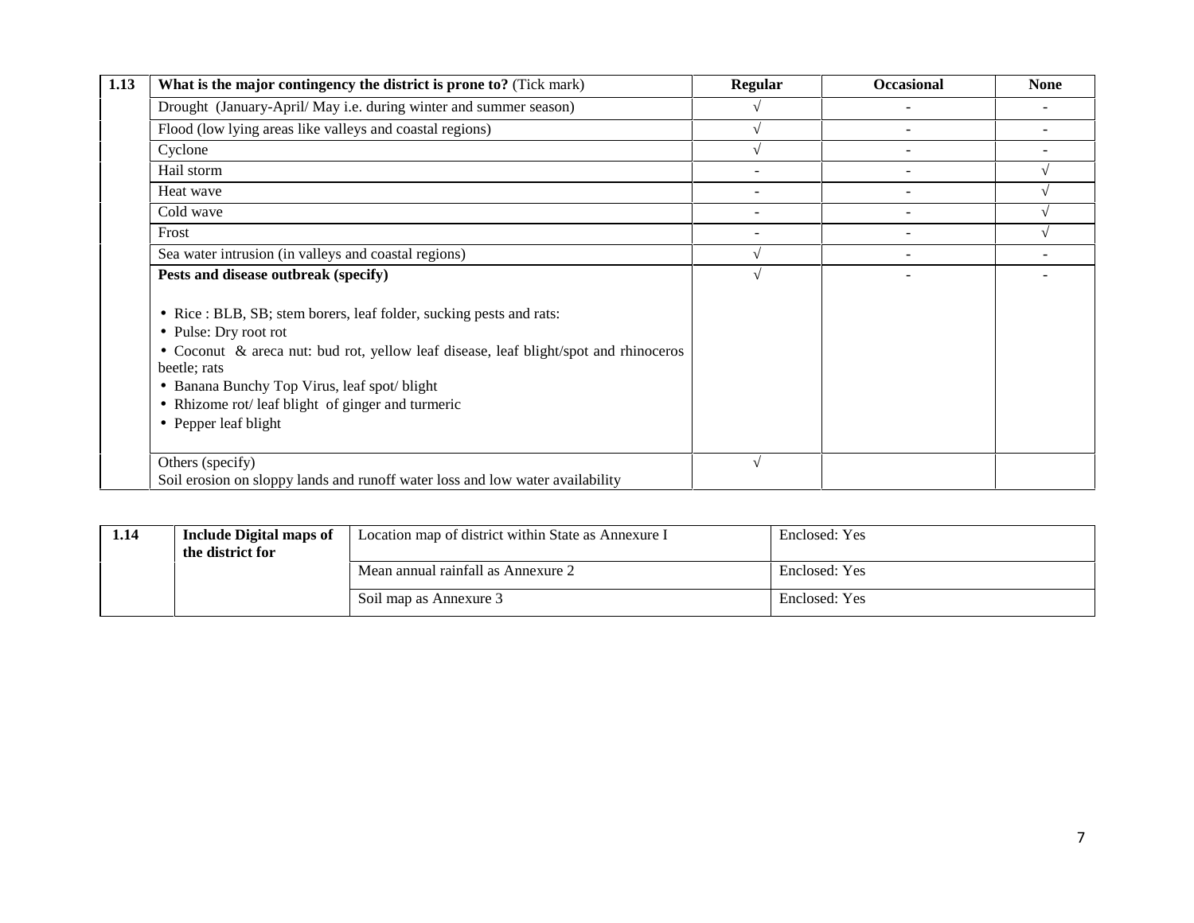| 1.13 | **What is the major contingency the district is prone to?** (Tick mark) | **Regular** | **Occasional** | **None** |
|---|---|---|---|---|
| | Drought (January-April/ May i.e. during winter and summer season) | √ | - | - |
| | Flood (low lying areas like valleys and coastal regions) | √ | - | - |
| | Cyclone | √ | - | - |
| | Hail storm | - | - | √ |
| | Heat wave | - | - | √ |
| | Cold wave | - | - | √ |
| | Frost | - | - | √ |
| | Sea water intrusion (in valleys and coastal regions) | √ | - | - |
| | **Pests and disease outbreak (specify)**<br>• Rice : BLB, SB; stem borers, leaf folder, sucking pests and rats:<br>• Pulse: Dry root rot<br>• Coconut & areca nut: bud rot, yellow leaf disease, leaf blight/spot and rhinoceros beetle; rats<br>• Banana Bunchy Top Virus, leaf spot/ blight<br>• Rhizome rot/ leaf blight of ginger and turmeric<br>• Pepper leaf blight | √ | - | - |
| | Others (specify)<br>Soil erosion on sloppy lands and runoff water loss and low water availability | √ | | |

| 1.14 | **Include Digital maps of the district for** | Location map of district within State as Annexure I | Enclosed: Yes |
|---|---|---|---|
| | | Mean annual rainfall as Annexure 2 | Enclosed: Yes |
| | | Soil map as Annexure 3 | Enclosed: Yes |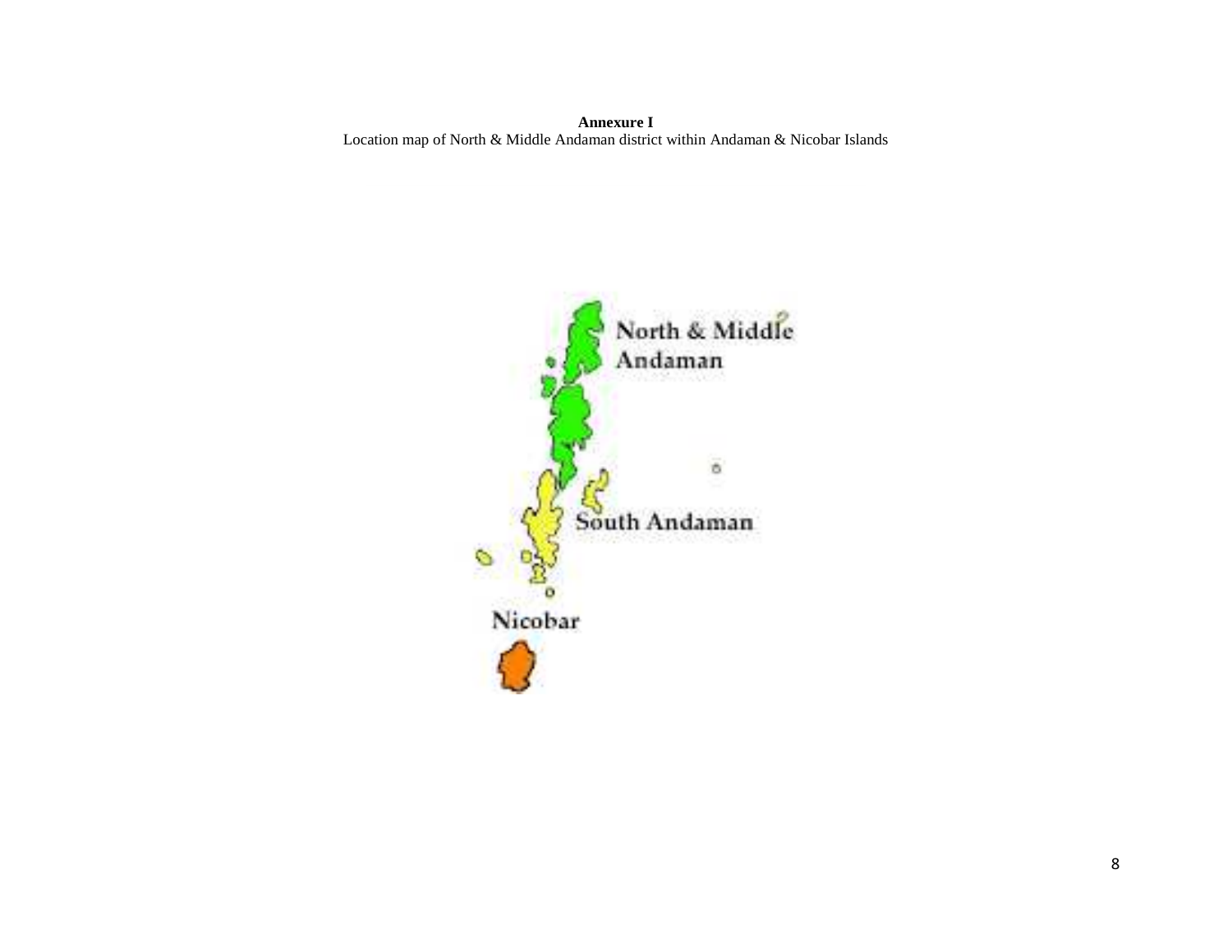**Annexure I**

Location map of North & Middle Andaman district within Andaman & Nicobar Islands

North & Middle Andaman

South Andaman

Nicobar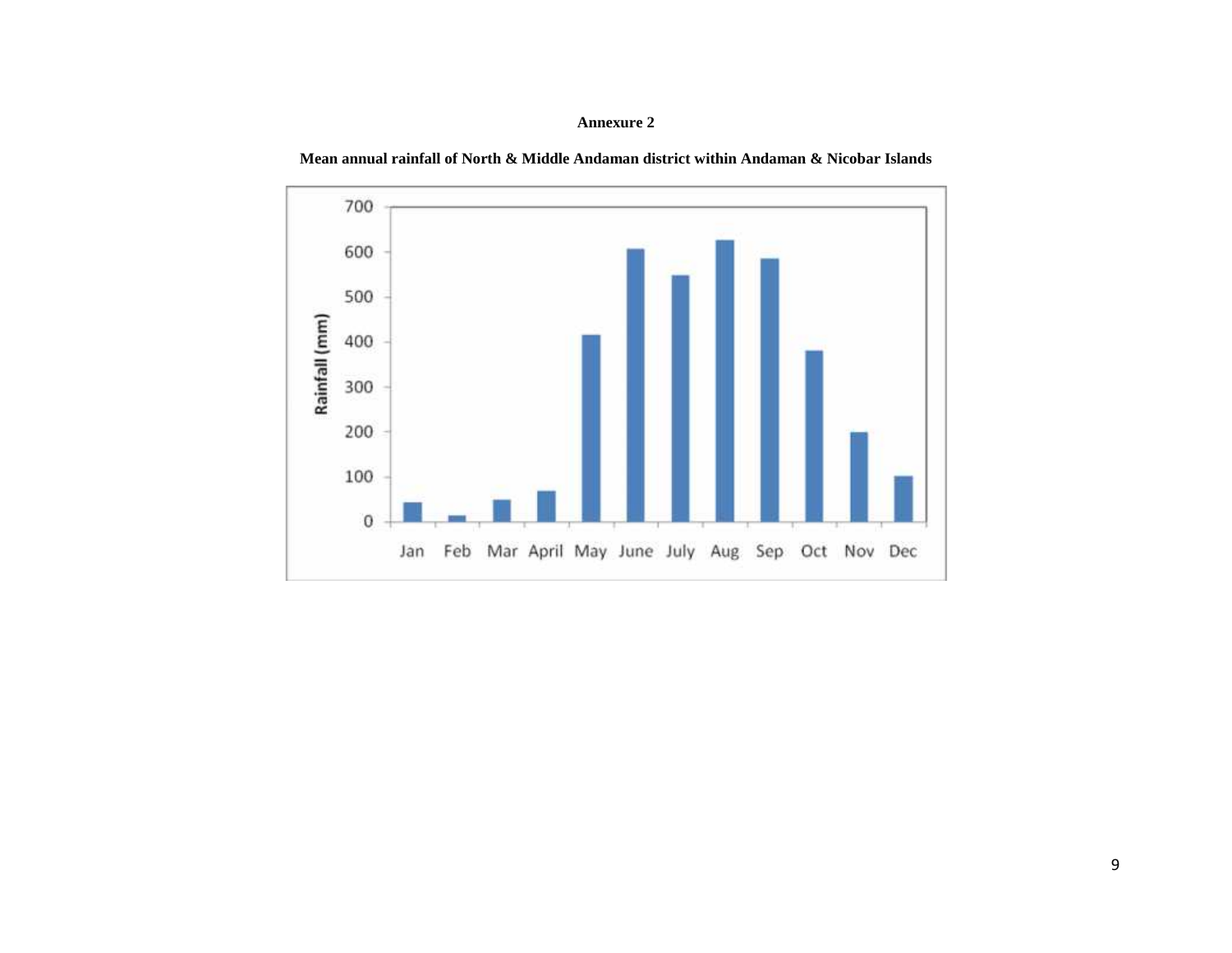**Annexure 2**

**Mean annual rainfall of North & Middle Andaman district within Andaman & Nicobar Islands**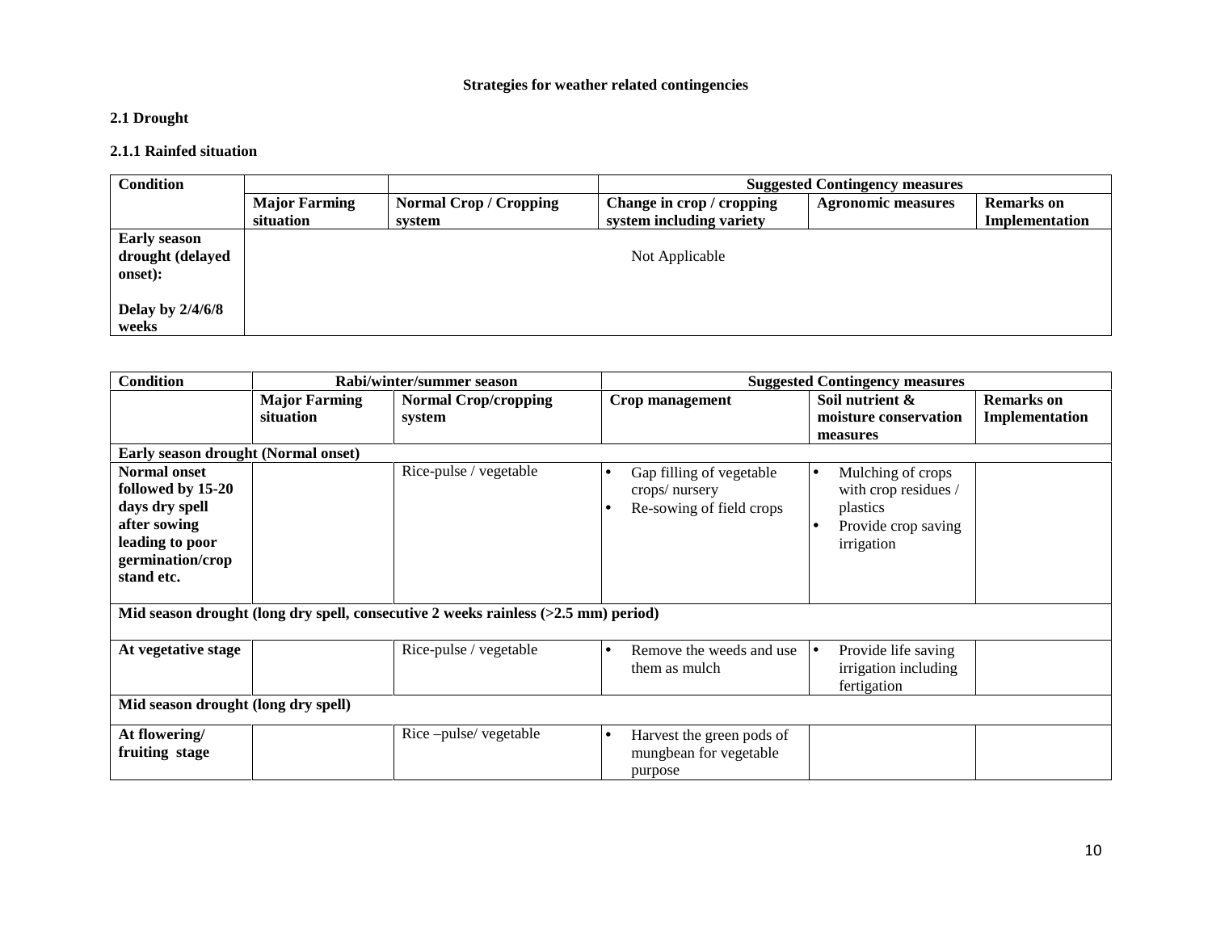**Strategies for weather related contingencies**

**2.1 Drought**

**2.1.1 Rainfed situation**

| Condition | | | Suggested Contingency measures | | |
|---|---|---|---|---|---|
| | **Major Farming situation** | **Normal Crop / Cropping system** | **Change in crop / cropping system including variety** | **Agronomic measures** | **Remarks on Implementation** |
| **Early season drought (delayed onset):** <br><br> **Delay by 2/4/6/8 weeks** | Not Applicable | | | | |

| Condition | Rabi/winter/summer season | | Suggested Contingency measures | | |
|---|---|---|---|---|---|
| | **Major Farming situation** | **Normal Crop/cropping system** | **Crop management** | **Soil nutrient & moisture conservation measures** | **Remarks on Implementation** |
| **Early season drought (Normal onset)** | | | | | |
| **Normal onset followed by 15-20 days dry spell after sowing leading to poor germination/crop stand etc.** | | Rice-pulse / vegetable | • Gap filling of vegetable crops/ nursery <br> • Re-sowing of field crops | • Mulching of crops with crop residues / plastics <br> • Provide crop saving irrigation | |
| **Mid season drought (long dry spell, consecutive 2 weeks rainless (>2.5 mm) period)** | | | | | |
| **At vegetative stage** | | Rice-pulse / vegetable | • Remove the weeds and use them as mulch | • Provide life saving irrigation including fertigation | |
| **Mid season drought (long dry spell)** | | | | | |
| **At flowering/ fruiting stage** | | Rice –pulse/ vegetable | • Harvest the green pods of mungbean for vegetable purpose | | |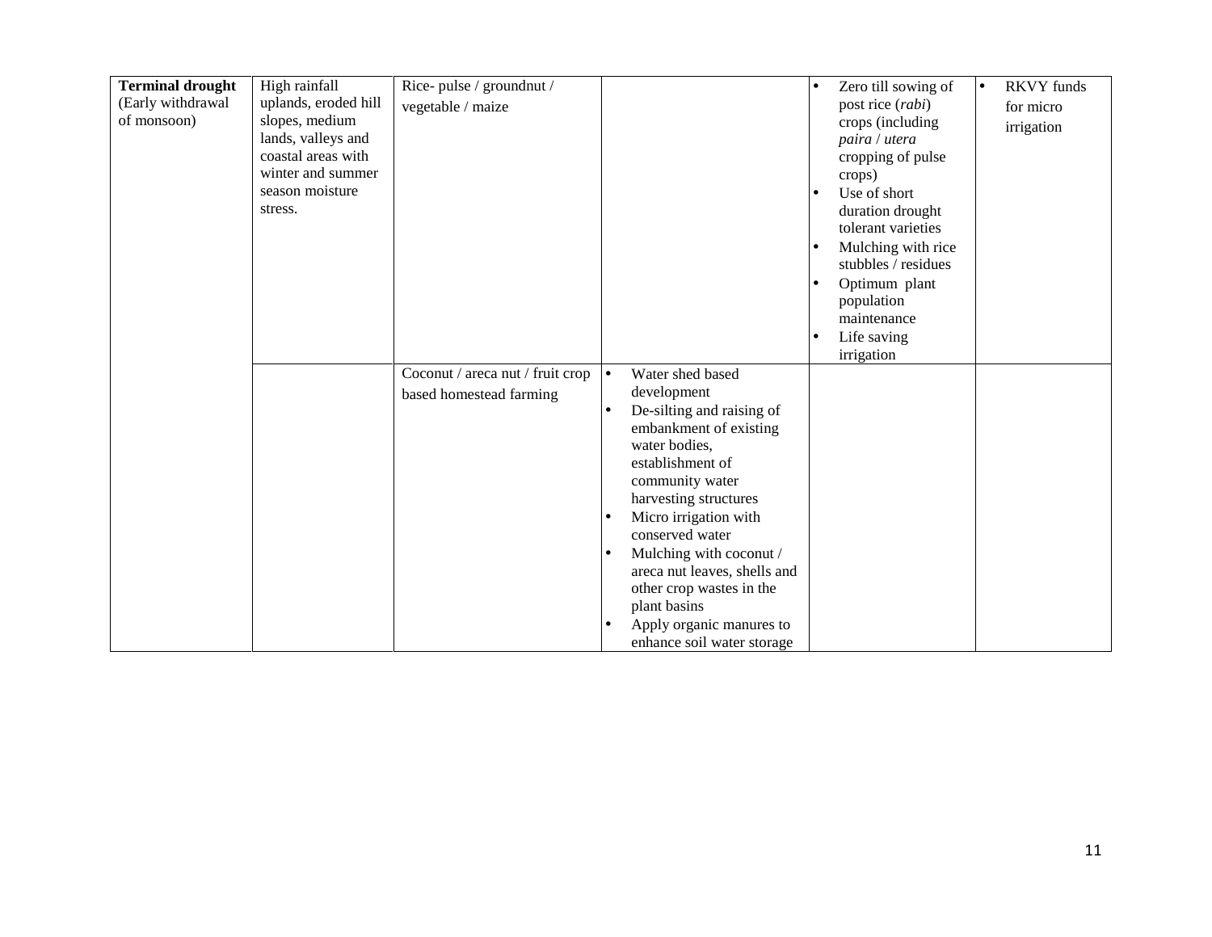| | | | | | |
|---|---|---|---|---|---|
| **Terminal drought** (Early withdrawal of monsoon) | High rainfall uplands, eroded hill slopes, medium lands, valleys and coastal areas with winter and summer season moisture stress. | Rice- pulse / groundnut / vegetable / maize | | • Zero till sowing of post rice (*rabi*) crops (including *paira* / *utera* cropping of pulse crops)<br>• Use of short duration drought tolerant varieties<br>• Mulching with rice stubbles / residues<br>• Optimum plant population maintenance<br>• Life saving irrigation | • RKVY funds for micro irrigation |
| | | Coconut / areca nut / fruit crop based homestead farming | • Water shed based development<br>• De-silting and raising of embankment of existing water bodies, establishment of community water harvesting structures<br>• Micro irrigation with conserved water<br>• Mulching with coconut / areca nut leaves, shells and other crop wastes in the plant basins<br>• Apply organic manures to enhance soil water storage | | |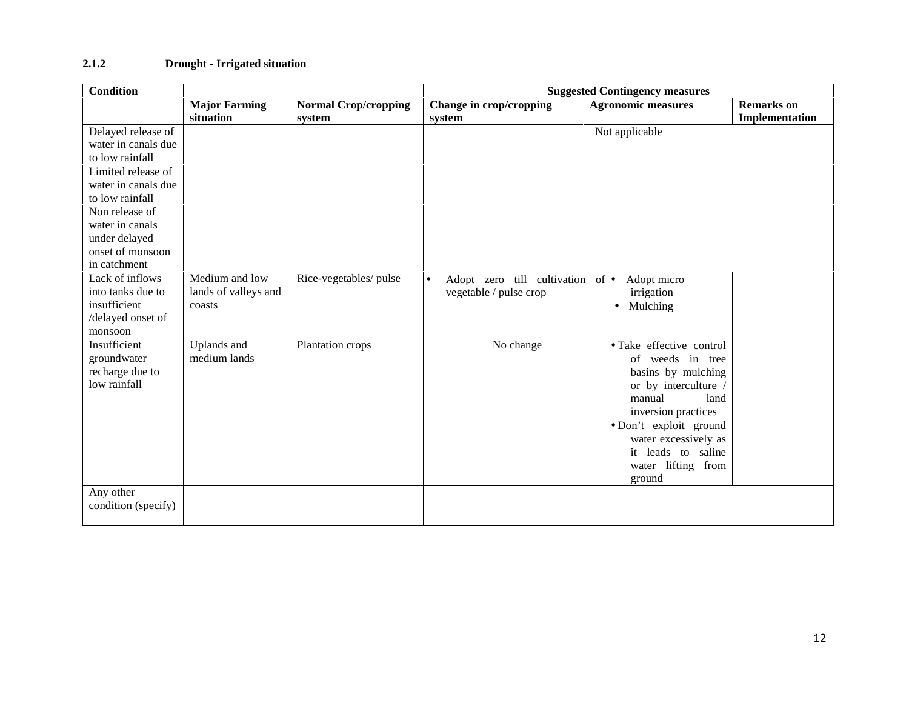### 2.1.2 Drought - Irrigated situation

| Condition | | | Suggested Contingency measures | | |
|---|---|---|---|---|---|
| | Major Farming situation | Normal Crop/cropping system | Change in crop/cropping system | Agronomic measures | Remarks on Implementation |
| Delayed release of water in canals due to low rainfall | | | Not applicable | | |
| Limited release of water in canals due to low rainfall | | | | | |
| Non release of water in canals under delayed onset of monsoon in catchment | | | | | |
| Lack of inflows into tanks due to insufficient /delayed onset of monsoon | Medium and low lands of valleys and coasts | Rice-vegetables/ pulse | • Adopt zero till cultivation of vegetable / pulse crop | • Adopt micro irrigation<br>• Mulching | |
| Insufficient groundwater recharge due to low rainfall | Uplands and medium lands | Plantation crops | No change | • Take effective control of weeds in tree basins by mulching or by interculture / manual land inversion practices<br>• Don't exploit ground water excessively as it leads to saline water lifting from ground | |
| Any other condition (specify) | | | | | |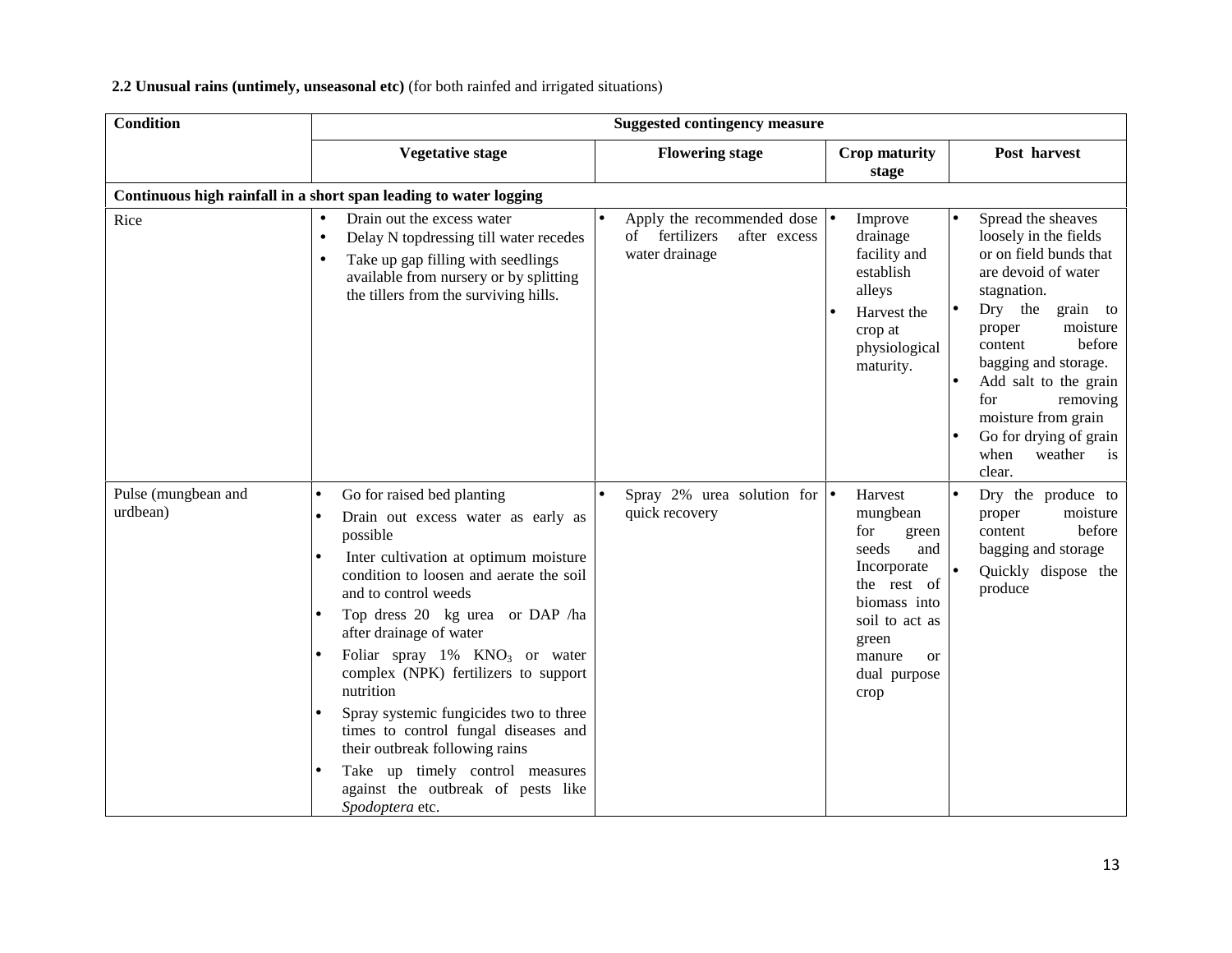**2.2 Unusual rains (untimely, unseasonal etc)** (for both rainfed and irrigated situations)

| Condition | Suggested contingency measure | | | |
|---|---|---|---|---|
| | **Vegetative stage** | **Flowering stage** | **Crop maturity stage** | **Post harvest** |
| **Continuous high rainfall in a short span leading to water logging** | | | | |
| Rice | • Drain out the excess water<br>• Delay N topdressing till water recedes<br>• Take up gap filling with seedlings available from nursery or by splitting the tillers from the surviving hills. | • Apply the recommended dose of fertilizers after excess water drainage | • Improve drainage facility and establish alleys<br>• Harvest the crop at physiological maturity. | • Spread the sheaves loosely in the fields or on field bunds that are devoid of water stagnation.<br>• Dry the grain to proper moisture content before bagging and storage.<br>• Add salt to the grain for removing moisture from grain<br>• Go for drying of grain when weather is clear. |
| Pulse (mungbean and urdbean) | • Go for raised bed planting<br>• Drain out excess water as early as possible<br>• Inter cultivation at optimum moisture condition to loosen and aerate the soil and to control weeds<br>• Top dress 20 kg urea or DAP /ha after drainage of water<br>• Foliar spray 1% $KNO_3$ or water complex (NPK) fertilizers to support nutrition<br>• Spray systemic fungicides two to three times to control fungal diseases and their outbreak following rains<br>• Take up timely control measures against the outbreak of pests like *Spodoptera* etc. | • Spray 2% urea solution for quick recovery | • Harvest mungbean for green seeds and Incorporate the rest of biomass into soil to act as green manure or dual purpose crop | • Dry the produce to proper moisture content before bagging and storage<br>• Quickly dispose the produce |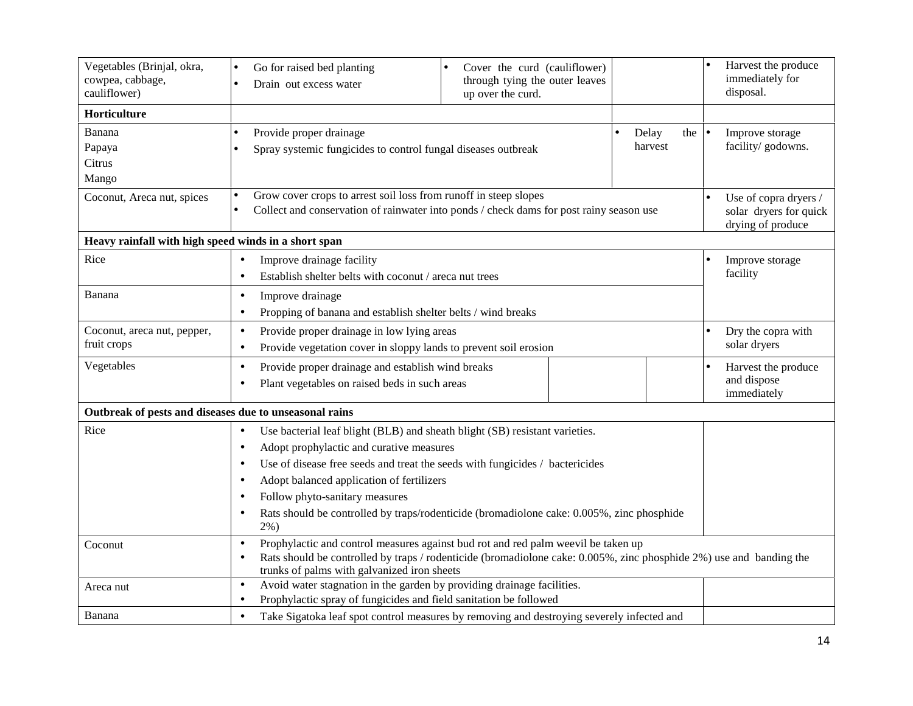| | | | | | |
|---|---|---|---|---|---|
| Vegetables (Brinjal, okra, cowpea, cabbage, cauliflower) | • Go for raised bed planting<br>• Drain out excess water | • Cover the curd (cauliflower) through tying the outer leaves up over the curd. | | | • Harvest the produce immediately for disposal. |
| **Horticulture** | | | | | |
| Banana<br>Papaya<br>Citrus<br>Mango | • Provide proper drainage<br>• Spray systemic fungicides to control fungal diseases outbreak | | | • Delay the harvest | • Improve storage facility/ godowns. |
| Coconut, Areca nut, spices | • Grow cover crops to arrest soil loss from runoff in steep slopes<br>• Collect and conservation of rainwater into ponds / check dams for post rainy season use | | | | • Use of copra dryers / solar dryers for quick drying of produce |
| **Heavy rainfall with high speed winds in a short span** | | | | | |
| Rice | • Improve drainage facility<br>• Establish shelter belts with coconut / areca nut trees | | | | • Improve storage facility |
| Banana | • Improve drainage<br>• Propping of banana and establish shelter belts / wind breaks | | | | |
| Coconut, areca nut, pepper, fruit crops | • Provide proper drainage in low lying areas<br>• Provide vegetation cover in sloppy lands to prevent soil erosion | | | | • Dry the copra with solar dryers |
| Vegetables | • Provide proper drainage and establish wind breaks<br>• Plant vegetables on raised beds in such areas | | | | • Harvest the produce and dispose immediately |
| **Outbreak of pests and diseases due to unseasonal rains** | | | | | |
| Rice | • Use bacterial leaf blight (BLB) and sheath blight (SB) resistant varieties.<br>• Adopt prophylactic and curative measures<br>• Use of disease free seeds and treat the seeds with fungicides / bactericides<br>• Adopt balanced application of fertilizers<br>• Follow phyto-sanitary measures<br>• Rats should be controlled by traps/rodenticide (bromadiolone cake: 0.005%, zinc phosphide 2%) | | | | |
| Coconut | • Prophylactic and control measures against bud rot and red palm weevil be taken up<br>• Rats should be controlled by traps / rodenticide (bromadiolone cake: 0.005%, zinc phosphide 2%) use and banding the trunks of palms with galvanized iron sheets | | | | |
| Areca nut | • Avoid water stagnation in the garden by providing drainage facilities.<br>• Prophylactic spray of fungicides and field sanitation be followed | | | | |
| Banana | • Take Sigatoka leaf spot control measures by removing and destroying severely infected and | | | | |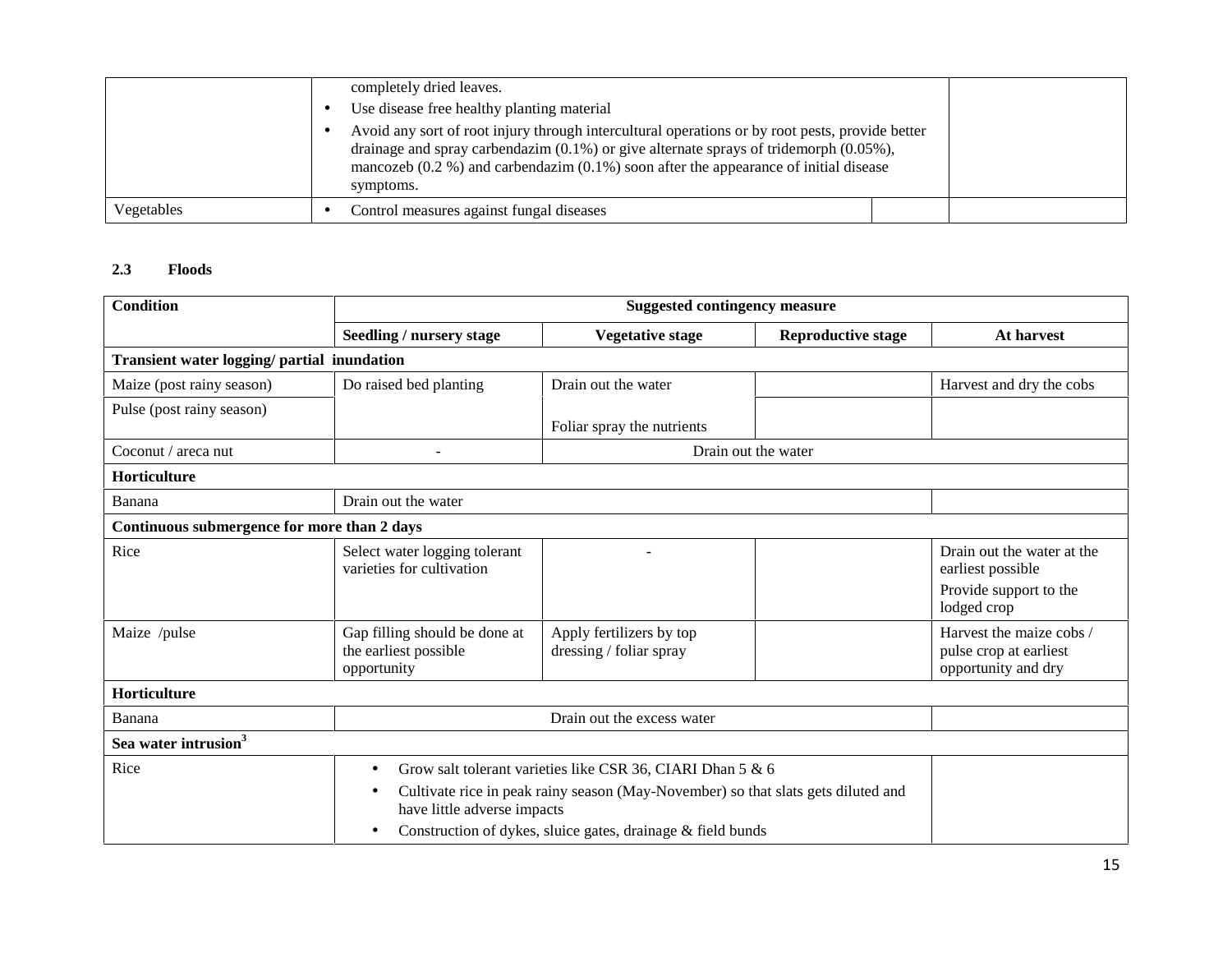| | | | |
|---|---|---|---|
| | completely dried leaves.<br>• Use disease free healthy planting material<br>• Avoid any sort of root injury through intercultural operations or by root pests, provide better drainage and spray carbendazim (0.1%) or give alternate sprays of tridemorph (0.05%), mancozeb (0.2 %) and carbendazim (0.1%) soon after the appearance of initial disease symptoms. | | |
| Vegetables | • Control measures against fungal diseases | | |

### 2.3 Floods

| Condition | Suggested contingency measure | | | |
|---|---|---|---|---|
| | **Seedling / nursery stage** | **Vegetative stage** | **Reproductive stage** | **At harvest** |
| **Transient water logging/ partial inundation** | | | | |
| Maize (post rainy season) | Do raised bed planting | Drain out the water | | Harvest and dry the cobs |
| Pulse (post rainy season) | | Foliar spray the nutrients | | |
| Coconut / areca nut | - | Drain out the water | | |
| **Horticulture** | | | | |
| Banana | Drain out the water | | | |
| **Continuous submergence for more than 2 days** | | | | |
| Rice | Select water logging tolerant varieties for cultivation | - | | Drain out the water at the earliest possible<br>Provide support to the lodged crop |
| Maize /pulse | Gap filling should be done at the earliest possible opportunity | Apply fertilizers by top dressing / foliar spray | | Harvest the maize cobs / pulse crop at earliest opportunity and dry |
| **Horticulture** | | | | |
| Banana | Drain out the excess water | | | |
| **Sea water intrusion[3]** | | | | |
| Rice | • Grow salt tolerant varieties like CSR 36, CIARI Dhan 5 & 6<br>• Cultivate rice in peak rainy season (May-November) so that slats gets diluted and have little adverse impacts<br>• Construction of dykes, sluice gates, drainage & field bunds | | | |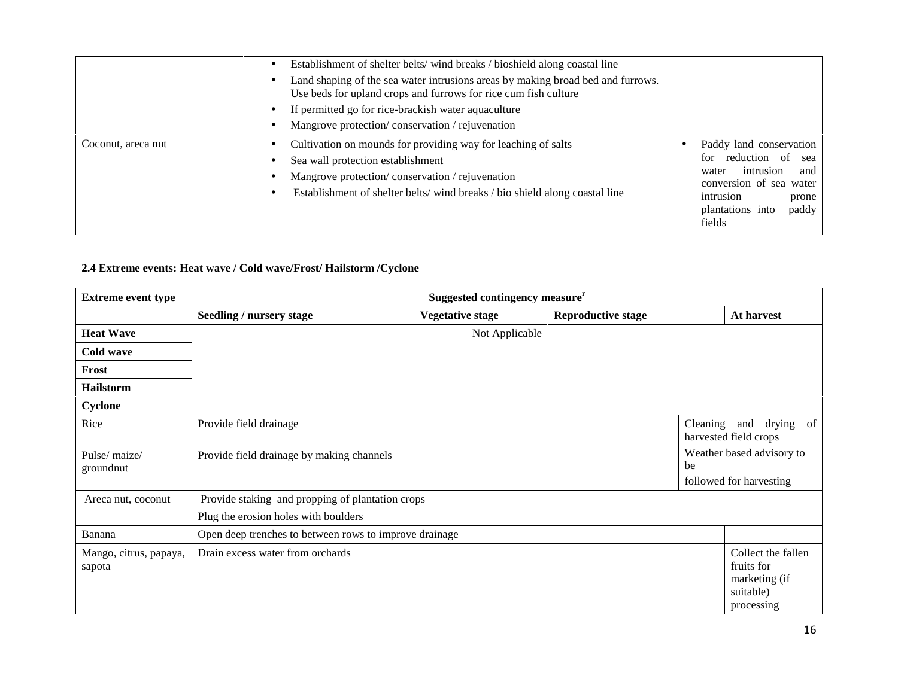| | | |
|---|---|---|
| | • Establishment of shelter belts/ wind breaks / bioshield along coastal line<br>• Land shaping of the sea water intrusions areas by making broad bed and furrows. Use beds for upland crops and furrows for rice cum fish culture<br>• If permitted go for rice-brackish water aquaculture<br>• Mangrove protection/ conservation / rejuvenation | |
| Coconut, areca nut | • Cultivation on mounds for providing way for leaching of salts<br>• Sea wall protection establishment<br>• Mangrove protection/ conservation / rejuvenation<br>• Establishment of shelter belts/ wind breaks / bio shield along coastal line | • Paddy land conservation for reduction of sea water intrusion and conversion of sea water intrusion prone plantations into paddy fields |

**2.4 Extreme events: Heat wave / Cold wave/Frost/ Hailstorm /Cyclone**

| Extreme event type | Suggested contingency measure[r] | | | |
|---|---|---|---|---|
| | **Seedling / nursery stage** | **Vegetative stage** | **Reproductive stage** | **At harvest** |
| **Heat Wave** | Not Applicable | | | |
| **Cold wave** | | | | |
| **Frost** | | | | |
| **Hailstorm** | | | | |
| **Cyclone** | | | | |
| Rice | Provide field drainage | | | Cleaning and drying of harvested field crops |
| Pulse/ maize/ groundnut | Provide field drainage by making channels | | | Weather based advisory to be followed for harvesting |
| Areca nut, coconut | Provide staking and propping of plantation crops<br>Plug the erosion holes with boulders | | | |
| Banana | Open deep trenches to between rows to improve drainage | | | |
| Mango, citrus, papaya, sapota | Drain excess water from orchards | | | Collect the fallen fruits for marketing (if suitable) processing |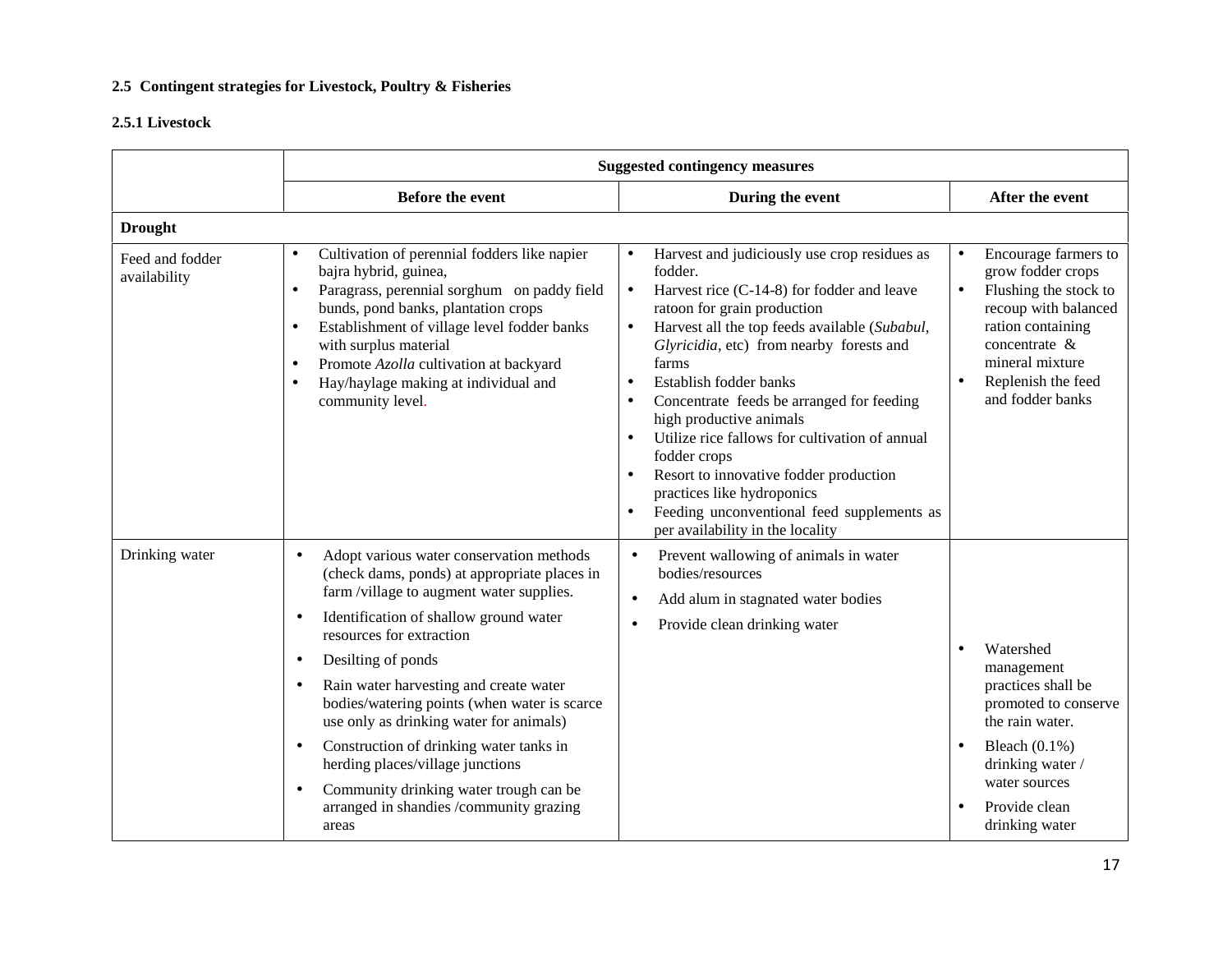**2.5 Contingent strategies for Livestock, Poultry & Fisheries**

**2.5.1 Livestock**

| | Suggested contingency measures | | |
|---|---|---|---|
| | **Before the event** | **During the event** | **After the event** |
| **Drought** | | | |
| Feed and fodder availability | • Cultivation of perennial fodders like napier bajra hybrid, guinea,<br>• Paragrass, perennial sorghum on paddy field bunds, pond banks, plantation crops<br>• Establishment of village level fodder banks with surplus material<br>• Promote *Azolla* cultivation at backyard<br>• Hay/haylage making at individual and community level. | • Harvest and judiciously use crop residues as fodder.<br>• Harvest rice (C-14-8) for fodder and leave ratoon for grain production<br>• Harvest all the top feeds available (*Subabul*, *Glyricidia*, etc) from nearby forests and farms<br>• Establish fodder banks<br>• Concentrate feeds be arranged for feeding high productive animals<br>• Utilize rice fallows for cultivation of annual fodder crops<br>• Resort to innovative fodder production practices like hydroponics<br>• Feeding unconventional feed supplements as per availability in the locality | • Encourage farmers to grow fodder crops<br>• Flushing the stock to recoup with balanced ration containing concentrate & mineral mixture<br>• Replenish the feed and fodder banks |
| Drinking water | • Adopt various water conservation methods (check dams, ponds) at appropriate places in farm /village to augment water supplies.<br>• Identification of shallow ground water resources for extraction<br>• Desilting of ponds<br>• Rain water harvesting and create water bodies/watering points (when water is scarce use only as drinking water for animals)<br>• Construction of drinking water tanks in herding places/village junctions<br>• Community drinking water trough can be arranged in shandies /community grazing areas | • Prevent wallowing of animals in water bodies/resources<br>• Add alum in stagnated water bodies<br>• Provide clean drinking water | • Watershed management practices shall be promoted to conserve the rain water.<br>• Bleach (0.1%) drinking water / water sources<br>• Provide clean drinking water |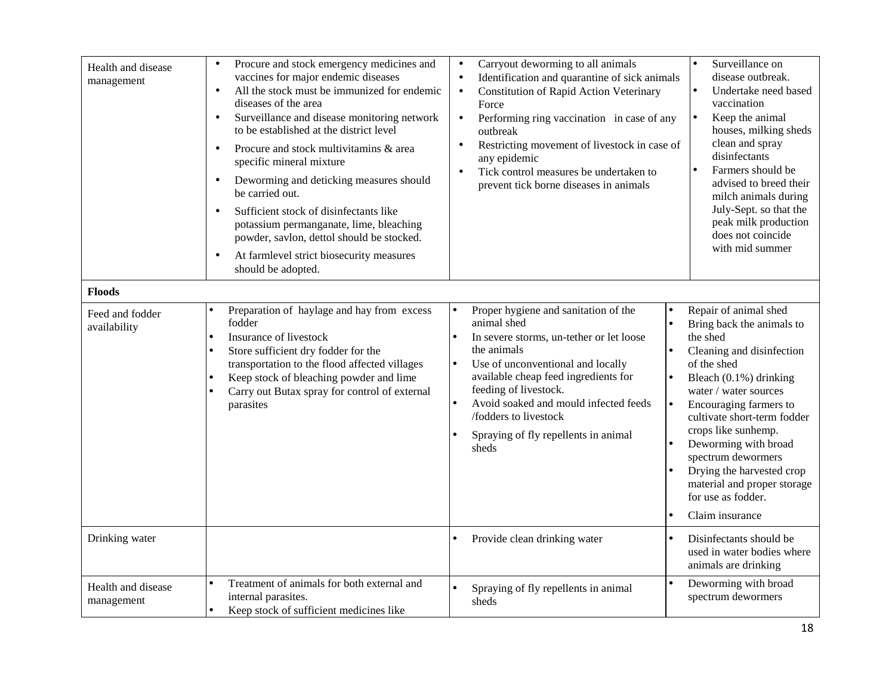| | | | |
|---|---|---|---|
| Health and disease management | • Procure and stock emergency medicines and vaccines for major endemic diseases<br>• All the stock must be immunized for endemic diseases of the area<br>• Surveillance and disease monitoring network to be established at the district level<br>• Procure and stock multivitamins & area specific mineral mixture<br>• Deworming and deticking measures should be carried out.<br>• Sufficient stock of disinfectants like potassium permanganate, lime, bleaching powder, savlon, dettol should be stocked.<br>• At farmlevel strict biosecurity measures should be adopted. | • Carryout deworming to all animals<br>• Identification and quarantine of sick animals<br>• Constitution of Rapid Action Veterinary Force<br>• Performing ring vaccination in case of any outbreak<br>• Restricting movement of livestock in case of any epidemic<br>• Tick control measures be undertaken to prevent tick borne diseases in animals | • Surveillance on disease outbreak.<br>• Undertake need based vaccination<br>• Keep the animal houses, milking sheds clean and spray disinfectants<br>• Farmers should be advised to breed their milch animals during July-Sept. so that the peak milk production does not coincide with mid summer |
| **Floods** | | | |
| Feed and fodder availability | • Preparation of haylage and hay from excess fodder<br>• Insurance of livestock<br>• Store sufficient dry fodder for the transportation to the flood affected villages<br>• Keep stock of bleaching powder and lime<br>• Carry out Butax spray for control of external parasites | • Proper hygiene and sanitation of the animal shed<br>• In severe storms, un-tether or let loose the animals<br>• Use of unconventional and locally available cheap feed ingredients for feeding of livestock.<br>• Avoid soaked and mould infected feeds /fodders to livestock<br>• Spraying of fly repellents in animal sheds | • Repair of animal shed<br>• Bring back the animals to the shed<br>• Cleaning and disinfection of the shed<br>• Bleach (0.1%) drinking water / water sources<br>• Encouraging farmers to cultivate short-term fodder crops like sunhemp.<br>• Deworming with broad spectrum dewormers<br>• Drying the harvested crop material and proper storage for use as fodder.<br>• Claim insurance |
| Drinking water | | • Provide clean drinking water | • Disinfectants should be used in water bodies where animals are drinking |
| Health and disease management | • Treatment of animals for both external and internal parasites.<br>• Keep stock of sufficient medicines like | • Spraying of fly repellents in animal sheds | • Deworming with broad spectrum dewormers |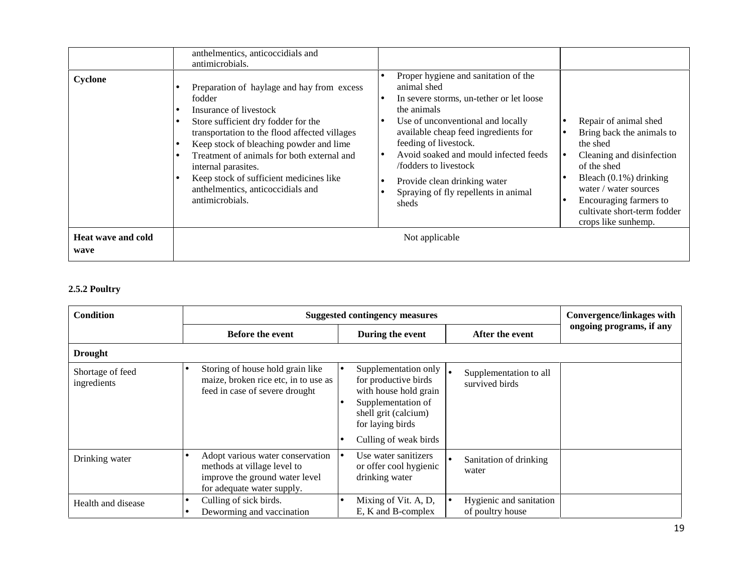|  | anthelmentics, anticoccidials and antimicrobials. |  |  |
|---|---|---|---|
| **Cyclone** | • Preparation of haylage and hay from excess fodder<br>• Insurance of livestock<br>• Store sufficient dry fodder for the transportation to the flood affected villages<br>• Keep stock of bleaching powder and lime<br>• Treatment of animals for both external and internal parasites.<br>• Keep stock of sufficient medicines like anthelmentics, anticoccidials and antimicrobials. | • Proper hygiene and sanitation of the animal shed<br>• In severe storms, un-tether or let loose the animals<br>• Use of unconventional and locally available cheap feed ingredients for feeding of livestock.<br>• Avoid soaked and mould infected feeds /fodders to livestock<br>• Provide clean drinking water<br>• Spraying of fly repellents in animal sheds | • Repair of animal shed<br>• Bring back the animals to the shed<br>• Cleaning and disinfection of the shed<br>• Bleach (0.1%) drinking water / water sources<br>• Encouraging farmers to cultivate short-term fodder crops like sunhemp. |
| **Heat wave and cold wave** | Not applicable | | |

**2.5.2 Poultry**

| Condition | Suggested contingency measures | | | Convergence/linkages with ongoing programs, if any |
|---|---|---|---|---|
| | Before the event | During the event | After the event | |
| **Drought** | | | | |
| Shortage of feed ingredients | • Storing of house hold grain like maize, broken rice etc, in to use as feed in case of severe drought | • Supplementation only for productive birds with house hold grain<br>• Supplementation of shell grit (calcium) for laying birds<br>• Culling of weak birds | • Supplementation to all survived birds | |
| Drinking water | • Adopt various water conservation methods at village level to improve the ground water level for adequate water supply. | • Use water sanitizers or offer cool hygienic drinking water | • Sanitation of drinking water | |
| Health and disease | • Culling of sick birds.<br>• Deworming and vaccination | • Mixing of Vit. A, D, E, K and B-complex | • Hygienic and sanitation of poultry house | |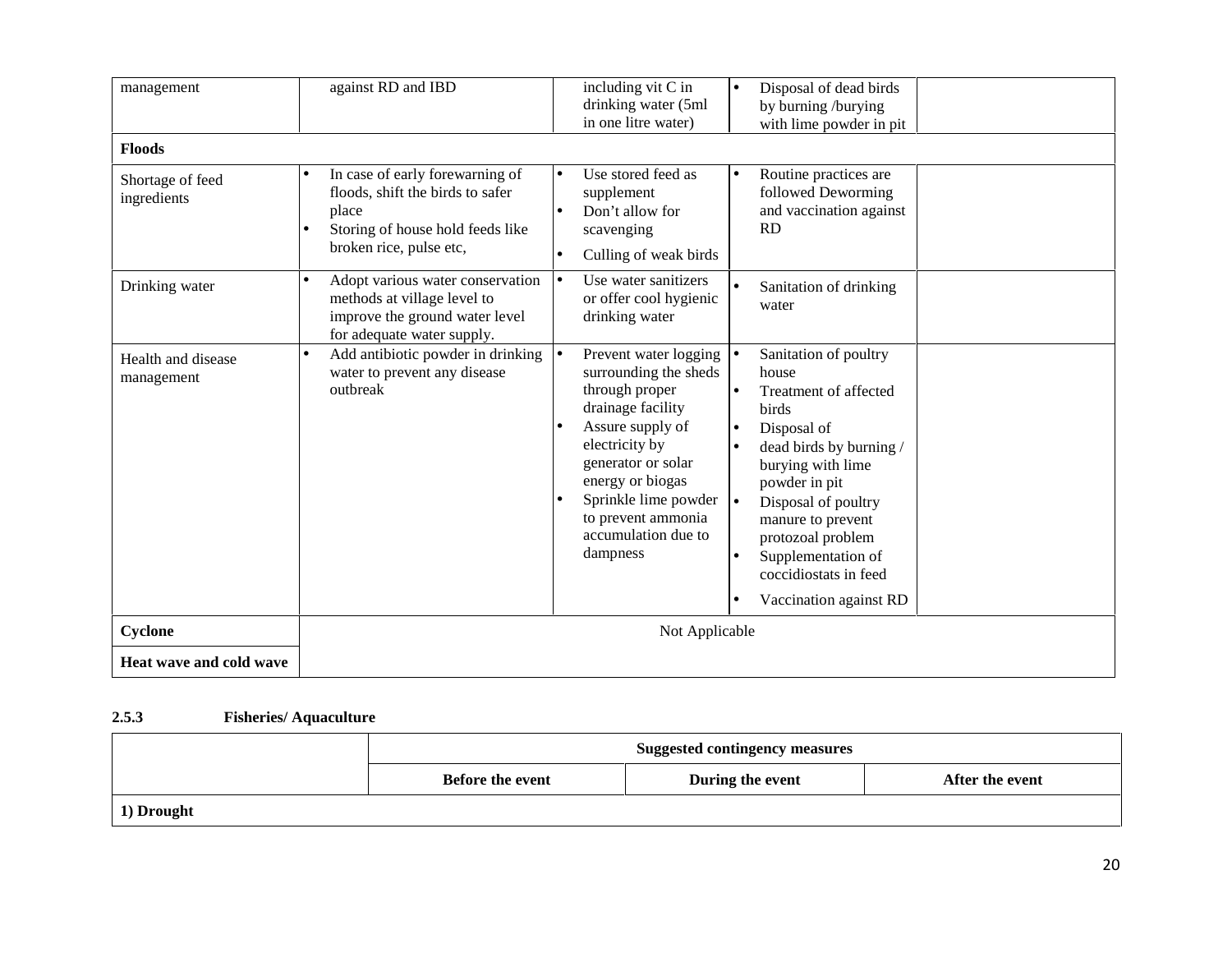| | | | | |
|---|---|---|---|---|
| management | against RD and IBD | including vit C in drinking water (5ml in one litre water) | • Disposal of dead birds by burning /burying with lime powder in pit | |
| **Floods** | | | | |
| Shortage of feed ingredients | • In case of early forewarning of floods, shift the birds to safer place<br>• Storing of house hold feeds like broken rice, pulse etc, | • Use stored feed as supplement<br>• Don't allow for scavenging<br>• Culling of weak birds | • Routine practices are followed Deworming and vaccination against RD | |
| Drinking water | • Adopt various water conservation methods at village level to improve the ground water level for adequate water supply. | • Use water sanitizers or offer cool hygienic drinking water | • Sanitation of drinking water | |
| Health and disease management | • Add antibiotic powder in drinking water to prevent any disease outbreak | • Prevent water logging surrounding the sheds through proper drainage facility<br>• Assure supply of electricity by generator or solar energy or biogas<br>• Sprinkle lime powder to prevent ammonia accumulation due to dampness | • Sanitation of poultry house<br>• Treatment of affected birds<br>• Disposal of<br>• dead birds by burning / burying with lime powder in pit<br>• Disposal of poultry manure to prevent protozoal problem<br>• Supplementation of coccidiostats in feed<br>• Vaccination against RD | |
| **Cyclone** | Not Applicable | | | |
| **Heat wave and cold wave** | | | | |

**2.5.3 Fisheries/ Aquaculture**

| | Suggested contingency measures | | |
|---|---|---|---|
| | **Before the event** | **During the event** | **After the event** |
| **1) Drought** | | | |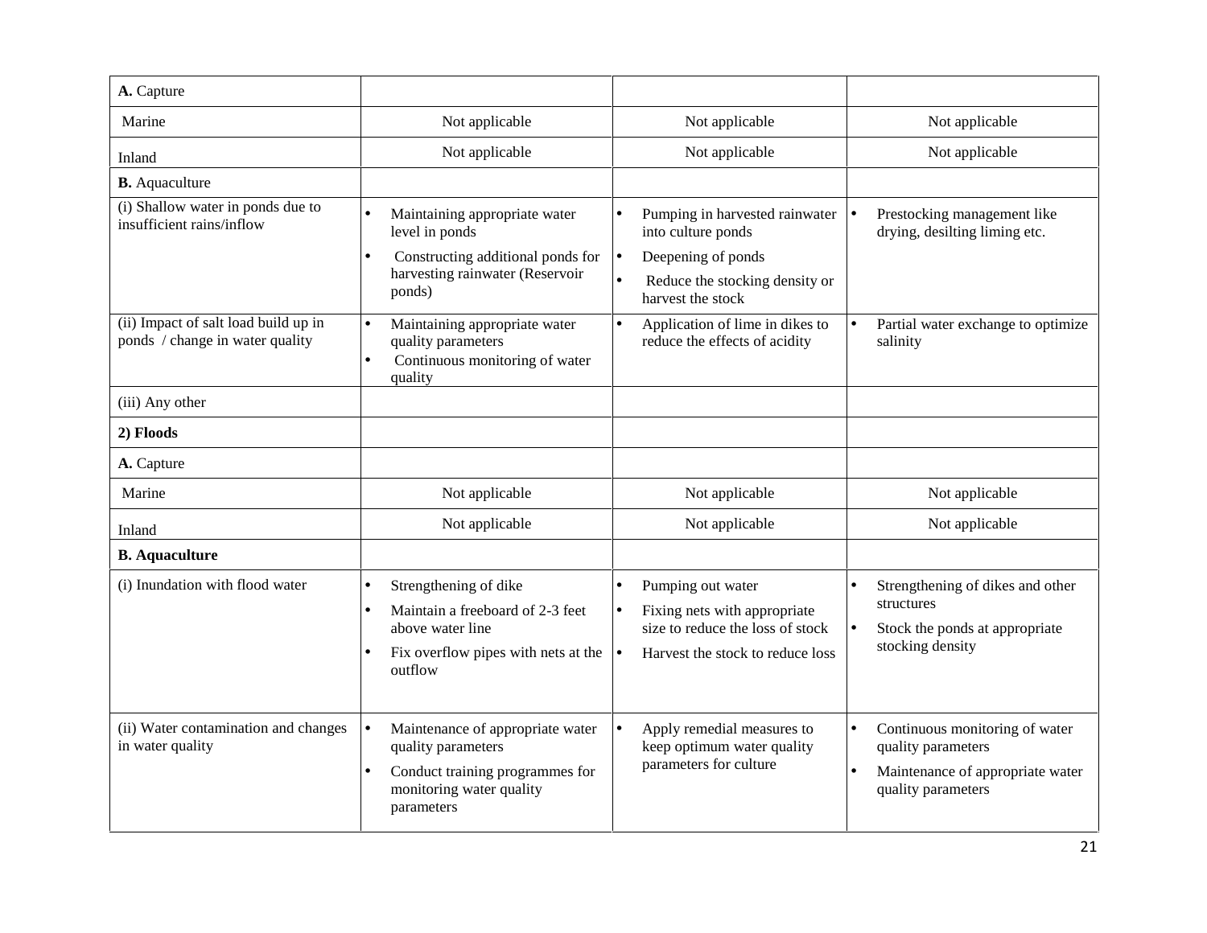| A. Capture | | | |
|---|---|---|---|
| Marine | Not applicable | Not applicable | Not applicable |
| Inland | Not applicable | Not applicable | Not applicable |
| **B.** Aquaculture | | | |
| (i) Shallow water in ponds due to insufficient rains/inflow | • Maintaining appropriate water level in ponds<br>• Constructing additional ponds for harvesting rainwater (Reservoir ponds) | • Pumping in harvested rainwater into culture ponds<br>• Deepening of ponds<br>• Reduce the stocking density or harvest the stock | • Prestocking management like drying, desilting liming etc. |
| (ii) Impact of salt load build up in ponds / change in water quality | • Maintaining appropriate water quality parameters<br>• Continuous monitoring of water quality | • Application of lime in dikes to reduce the effects of acidity | • Partial water exchange to optimize salinity |
| (iii) Any other | | | |
| **2) Floods** | | | |
| **A.** Capture | | | |
| Marine | Not applicable | Not applicable | Not applicable |
| Inland | Not applicable | Not applicable | Not applicable |
| **B. Aquaculture** | | | |
| (i) Inundation with flood water | • Strengthening of dike<br>• Maintain a freeboard of 2-3 feet above water line<br>• Fix overflow pipes with nets at the outflow | • Pumping out water<br>• Fixing nets with appropriate size to reduce the loss of stock<br>• Harvest the stock to reduce loss | • Strengthening of dikes and other structures<br>• Stock the ponds at appropriate stocking density |
| (ii) Water contamination and changes in water quality | • Maintenance of appropriate water quality parameters<br>• Conduct training programmes for monitoring water quality parameters | • Apply remedial measures to keep optimum water quality parameters for culture | • Continuous monitoring of water quality parameters<br>• Maintenance of appropriate water quality parameters |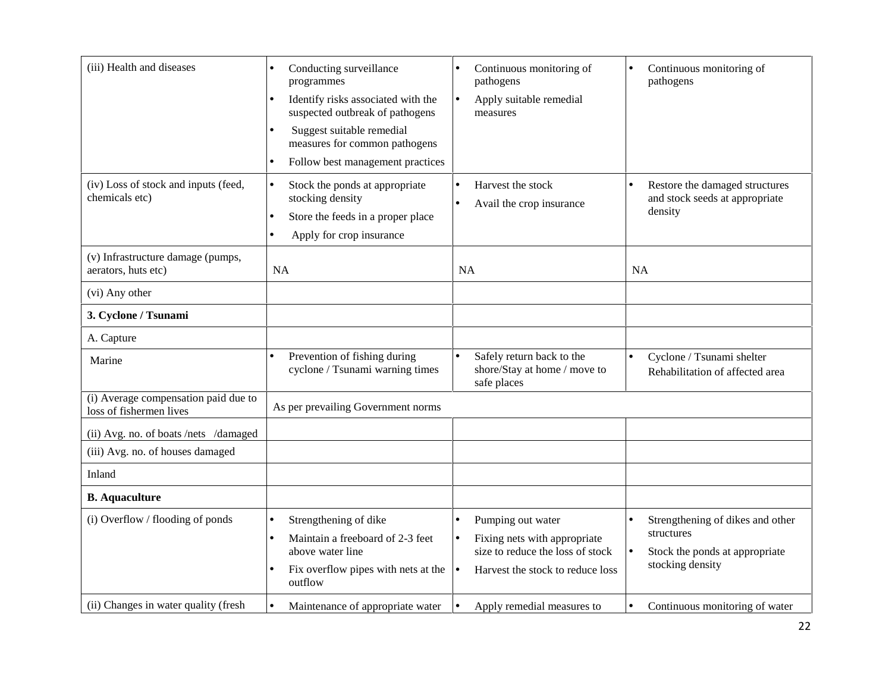| (iii) Health and diseases | • Conducting surveillance programmes<br>• Identify risks associated with the suspected outbreak of pathogens<br>• Suggest suitable remedial measures for common pathogens<br>• Follow best management practices | • Continuous monitoring of pathogens<br>• Apply suitable remedial measures | • Continuous monitoring of pathogens |
|---|---|---|---|
| (iv) Loss of stock and inputs (feed, chemicals etc) | • Stock the ponds at appropriate stocking density<br>• Store the feeds in a proper place<br>• Apply for crop insurance | • Harvest the stock<br>• Avail the crop insurance | • Restore the damaged structures and stock seeds at appropriate density |
| (v) Infrastructure damage (pumps, aerators, huts etc) | NA | NA | NA |
| (vi) Any other | | | |
| **3. Cyclone / Tsunami** | | | |
| A. Capture | | | |
| Marine | • Prevention of fishing during cyclone / Tsunami warning times | • Safely return back to the shore/Stay at home / move to safe places | • Cyclone / Tsunami shelter Rehabilitation of affected area |
| (i) Average compensation paid due to loss of fishermen lives | As per prevailing Government norms | | |
| (ii) Avg. no. of boats /nets /damaged | | | |
| (iii) Avg. no. of houses damaged | | | |
| Inland | | | |
| **B. Aquaculture** | | | |
| (i) Overflow / flooding of ponds | • Strengthening of dike<br>• Maintain a freeboard of 2-3 feet above water line<br>• Fix overflow pipes with nets at the outflow | • Pumping out water<br>• Fixing nets with appropriate size to reduce the loss of stock<br>• Harvest the stock to reduce loss | • Strengthening of dikes and other structures<br>• Stock the ponds at appropriate stocking density |
| (ii) Changes in water quality (fresh | • Maintenance of appropriate water | • Apply remedial measures to | • Continuous monitoring of water |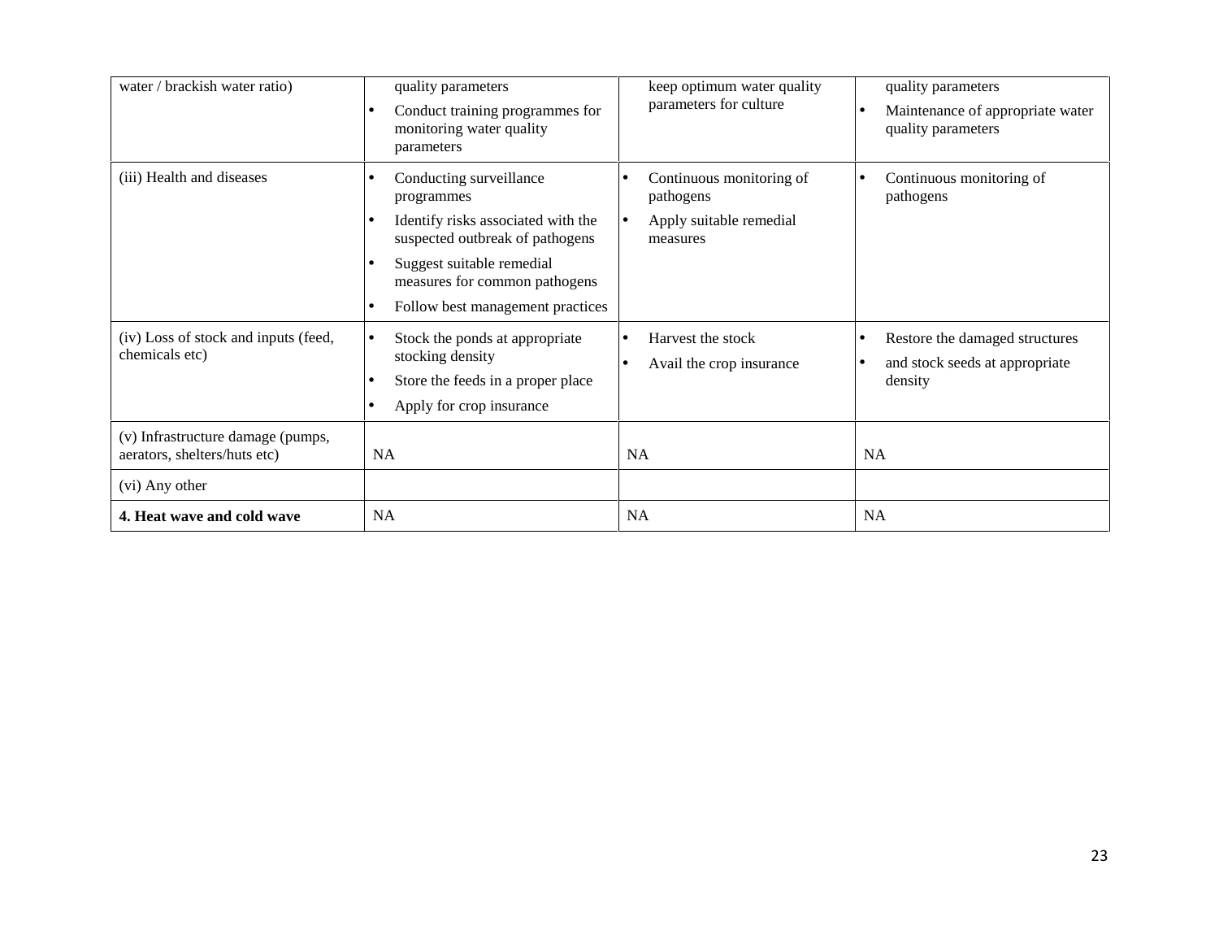| | | | |
|---|---|---|---|
| water / brackish water ratio) | quality parameters<br>• Conduct training programmes for monitoring water quality parameters | keep optimum water quality parameters for culture | quality parameters<br>• Maintenance of appropriate water quality parameters |
| (iii) Health and diseases | • Conducting surveillance programmes<br>• Identify risks associated with the suspected outbreak of pathogens<br>• Suggest suitable remedial measures for common pathogens<br>• Follow best management practices | • Continuous monitoring of pathogens<br>• Apply suitable remedial measures | • Continuous monitoring of pathogens |
| (iv) Loss of stock and inputs (feed, chemicals etc) | • Stock the ponds at appropriate stocking density<br>• Store the feeds in a proper place<br>• Apply for crop insurance | • Harvest the stock<br>• Avail the crop insurance | • Restore the damaged structures<br>• and stock seeds at appropriate density |
| (v) Infrastructure damage (pumps, aerators, shelters/huts etc) | NA | NA | NA |
| (vi) Any other | | | |
| **4. Heat wave and cold wave** | NA | NA | NA |